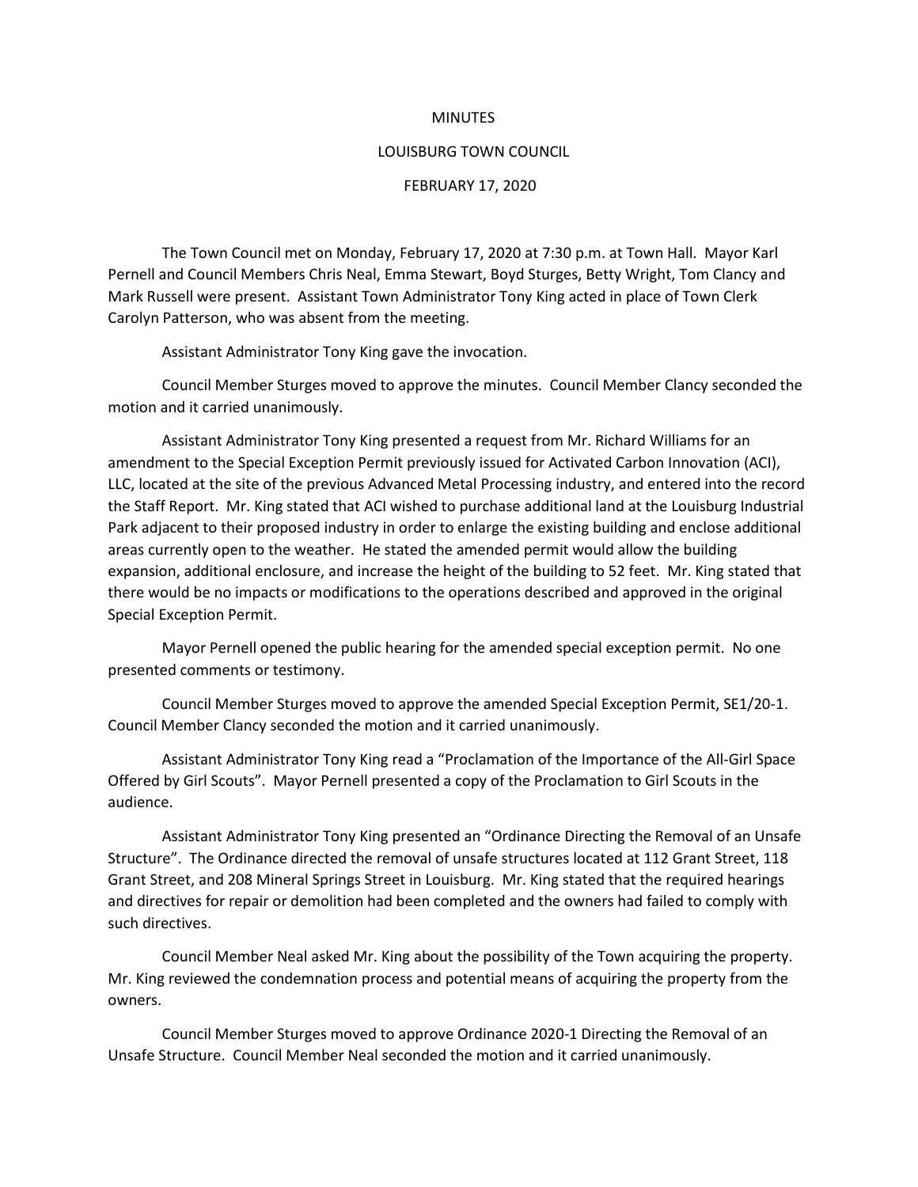# MINUTES

## LOUISBURG TOWN COUNCIL

### FEBRUARY 17, 2020

The Town Council met on Monday, February 17, 2020 at 7:30 p.m. at Town Hall. Mayor Karl Pernell and Council Members Chris Neal, Emma Stewart, Boyd Sturges, Betty Wright, Tom Clancy and Mark Russell were present. Assistant Town Administrator Tony King acted in place of Town Clerk Carolyn Patterson, who was absent from the meeting.

Assistant Administrator Tony King gave the invocation.

Council Member Sturges moved to approve the minutes. Council Member Clancy seconded the motion and it carried unanimously.

Assistant Administrator Tony King presented a request from Mr. Richard Williams for an amendment to the Special Exception Permit previously issued for Activated Carbon Innovation (ACI), LLC, located at the site of the previous Advanced Metal Processing industry, and entered into the record the Staff Report. Mr. King stated that ACI wished to purchase additional land at the Louisburg Industrial Park adjacent to their proposed industry in order to enlarge the existing building and enclose additional areas currently open to the weather. He stated the amended permit would allow the building expansion, additional enclosure, and increase the height of the building to 52 feet. Mr. King stated that there would be no impacts or modifications to the operations described and approved in the original Special Exception Permit.

Mayor Pernell opened the public hearing for the amended special exception permit. No one presented comments or testimony.

Council Member Sturges moved to approve the amended Special Exception Permit, SE1/20-1. Council Member Clancy seconded the motion and it carried unanimously.

Assistant Administrator Tony King read a "Proclamation of the Importance of the All-Girl Space Offered by Girl Scouts". Mayor Pernell presented a copy of the Proclamation to Girl Scouts in the audience.

Assistant Administrator Tony King presented an "Ordinance Directing the Removal of an Unsafe Structure". The Ordinance directed the removal of unsafe structures located at 112 Grant Street, 118 Grant Street, and 208 Mineral Springs Street in Louisburg. Mr. King stated that the required hearings and directives for repair or demolition had been completed and the owners had failed to comply with such directives.

Council Member Neal asked Mr. King about the possibility of the Town acquiring the property. Mr. King reviewed the condemnation process and potential means of acquiring the property from the owners.

Council Member Sturges moved to approve Ordinance 2020-1 Directing the Removal of an Unsafe Structure. Council Member Neal seconded the motion and it carried unanimously.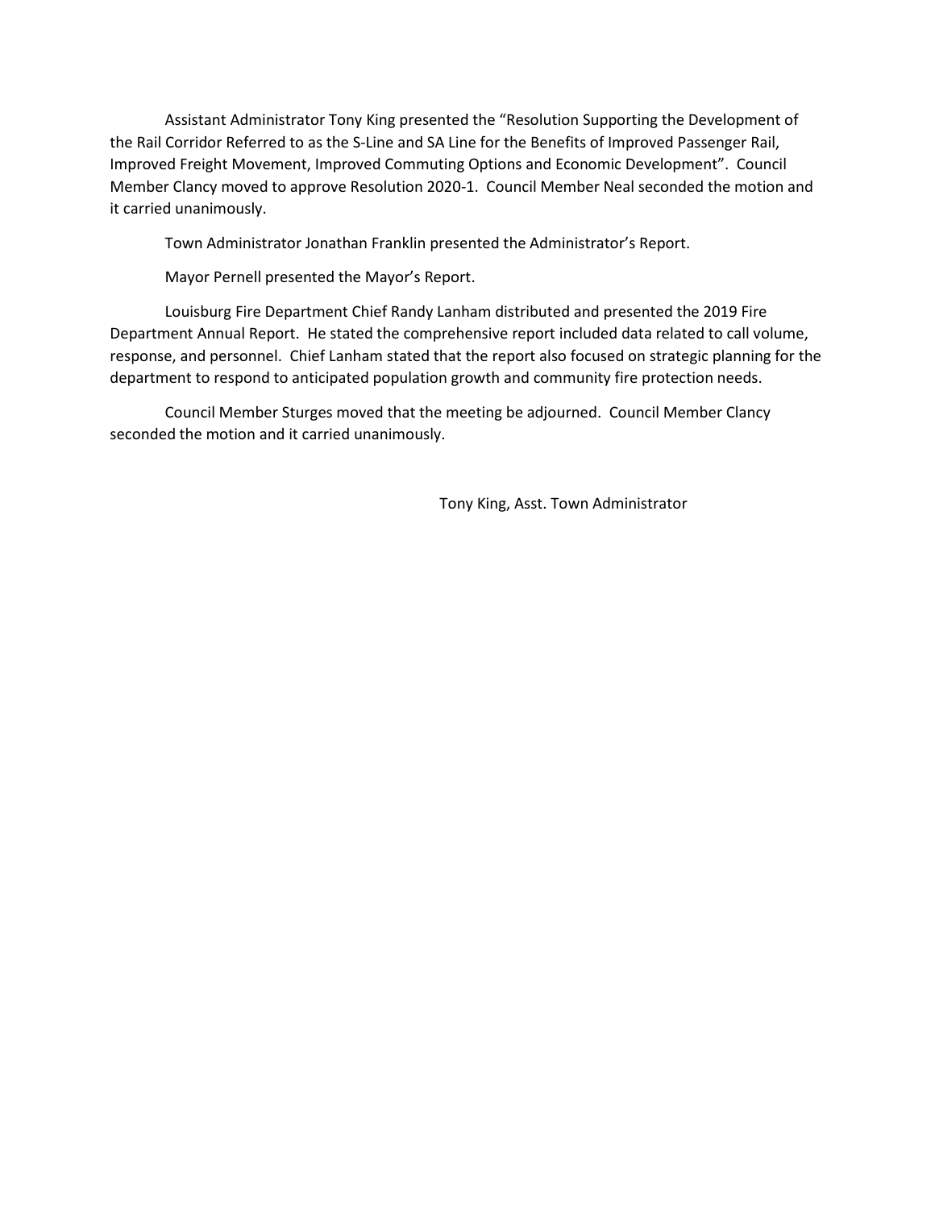Assistant Administrator Tony King presented the "Resolution Supporting the Development of the Rail Corridor Referred to as the S-Line and SA Line for the Benefits of Improved Passenger Rail, Improved Freight Movement, Improved Commuting Options and Economic Development". Council Member Clancy moved to approve Resolution 2020-1. Council Member Neal seconded the motion and it carried unanimously.

Town Administrator Jonathan Franklin presented the Administrator's Report.

Mayor Pernell presented the Mayor's Report.

Louisburg Fire Department Chief Randy Lanham distributed and presented the 2019 Fire Department Annual Report. He stated the comprehensive report included data related to call volume, response, and personnel. Chief Lanham stated that the report also focused on strategic planning for the department to respond to anticipated population growth and community fire protection needs.

Council Member Sturges moved that the meeting be adjourned. Council Member Clancy seconded the motion and it carried unanimously.

Tony King, Asst. Town Administrator